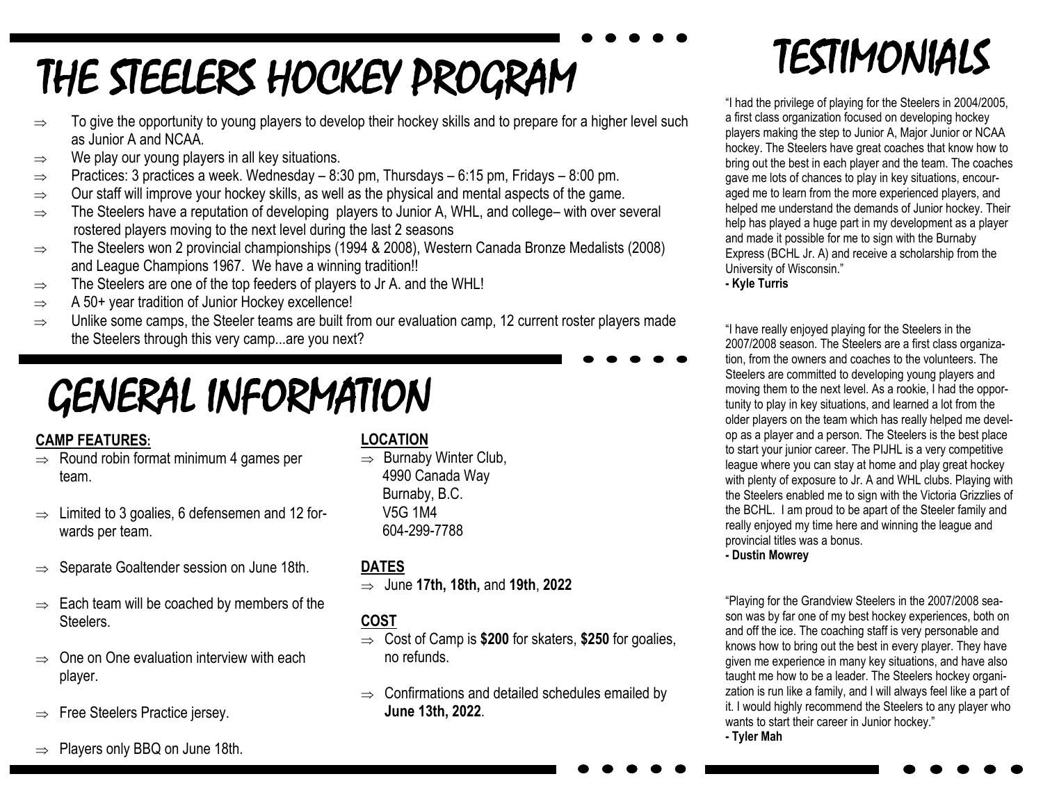# THE STEELERS HOCKEY PROGRAM

- ⇒ To give the opportunity to young players to develop their hockey skills and to prepare for a higher level such as Junior A and NCAA.
- ⇒ We play our young players in all key situations.
- ⇒ Practices: 3 practices a week. Wednesday – 8:30 pm, Thursdays – 6:15 pm, Fridays – 8:00 pm.
- ⇒ Our staff will improve your hockey skills, as well as the physical and mental aspects of the game.
- ⇒ The Steelers have a reputation of developing players to Junior A, WHL, and college– with over several rostered players moving to the next level during the last 2 seasons
- ⇒ The Steelers won 2 provincial championships (1994 & 2008), Western Canada Bronze Medalists (2008) and League Champions 1967. We have a winning tradition!!
- ⇒ The Steelers are one of the top feeders of players to Jr A. and the WHL!
- ⇒ A 50+ year tradition of Junior Hockey excellence!
- ⇒ Unlike some camps, the Steeler teams are built from our evaluation camp, 12 current roster players made the Steelers through this very camp...are you next?

# GENERAL INFORMATION

**CAMP FEATURES:**

- ⇒ Round robin format minimum 4 games per team.
- ⇒ Limited to 3 goalies, 6 defensemen and 12 forwards per team.
- ⇒ Separate Goaltender session on June 18th.
- ⇒ Each team will be coached by members of the Steelers.
- ⇒ One on One evaluation interview with each player.
- ⇒ Free Steelers Practice jersey.
- ⇒ Players only BBQ on June 18th.

**LOCATION**

- ⇒ Burnaby Winter Club,
  4990 Canada Way
  Burnaby, B.C.
  V5G 1M4
  604-299-7788

**DATES**

- ⇒ June **17th, 18th,** and **19th**, **2022**

**COST**

- ⇒ Cost of Camp is **$200** for skaters, **$250** for goalies, no refunds.
- ⇒ Confirmations and detailed schedules emailed by **June 13th, 2022**.

# TESTIMONIALS

"I had the privilege of playing for the Steelers in 2004/2005, a first class organization focused on developing hockey players making the step to Junior A, Major Junior or NCAA hockey. The Steelers have great coaches that know how to bring out the best in each player and the team. The coaches gave me lots of chances to play in key situations, encouraged me to learn from the more experienced players, and helped me understand the demands of Junior hockey. Their help has played a huge part in my development as a player and made it possible for me to sign with the Burnaby Express (BCHL Jr. A) and receive a scholarship from the University of Wisconsin."

**- Kyle Turris**

"I have really enjoyed playing for the Steelers in the 2007/2008 season. The Steelers are a first class organization, from the owners and coaches to the volunteers. The Steelers are committed to developing young players and moving them to the next level. As a rookie, I had the opportunity to play in key situations, and learned a lot from the older players on the team which has really helped me develop as a player and a person. The Steelers is the best place to start your junior career. The PIJHL is a very competitive league where you can stay at home and play great hockey with plenty of exposure to Jr. A and WHL clubs. Playing with the Steelers enabled me to sign with the Victoria Grizzlies of the BCHL. I am proud to be apart of the Steeler family and really enjoyed my time here and winning the league and provincial titles was a bonus.

**- Dustin Mowrey**

"Playing for the Grandview Steelers in the 2007/2008 season was by far one of my best hockey experiences, both on and off the ice. The coaching staff is very personable and knows how to bring out the best in every player. They have given me experience in many key situations, and have also taught me how to be a leader. The Steelers hockey organization is run like a family, and I will always feel like a part of it. I would highly recommend the Steelers to any player who wants to start their career in Junior hockey."

**- Tyler Mah**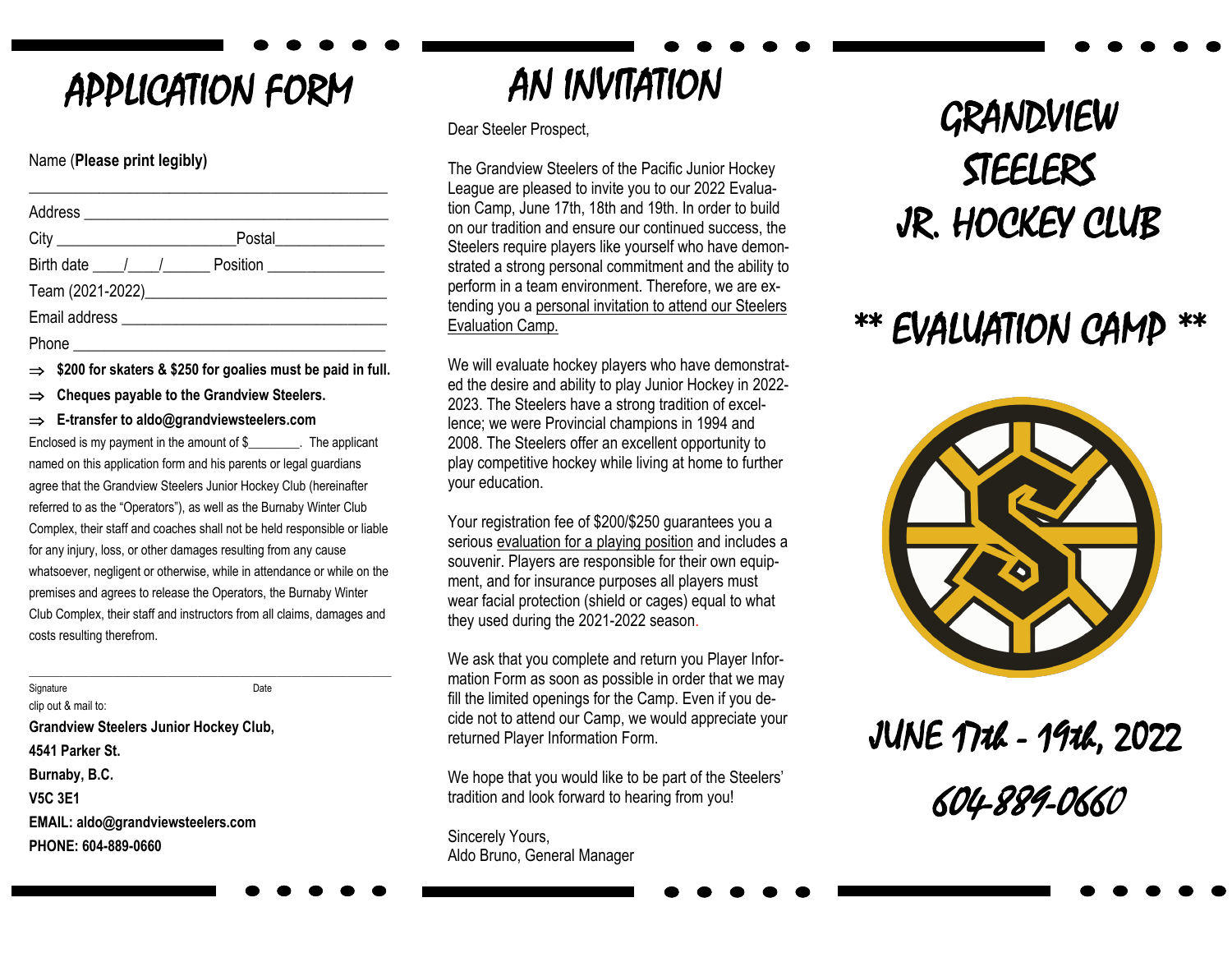# APPLICATION FORM

Name (**Please print legibly)**

\_\_\_\_\_\_\_\_\_\_\_\_\_\_\_\_\_\_\_\_\_\_\_\_\_\_\_\_\_\_\_\_\_\_\_\_\_\_\_\_\_\_\_\_

Address \_\_\_\_\_\_\_\_\_\_\_\_\_\_\_\_\_\_\_\_\_\_\_\_\_\_\_\_\_\_\_\_\_\_\_\_\_\_

City \_\_\_\_\_\_\_\_\_\_\_\_\_\_\_\_\_\_\_\_\_\_Postal\_\_\_\_\_\_\_\_\_\_\_\_\_

Birth date \_\_\_\_/\_\_\_\_/\_\_\_\_\_\_ Position \_\_\_\_\_\_\_\_\_\_\_\_\_\_\_

Team (2021-2022)\_\_\_\_\_\_\_\_\_\_\_\_\_\_\_\_\_\_\_\_\_\_\_\_\_\_\_\_\_\_\_

Email address \_\_\_\_\_\_\_\_\_\_\_\_\_\_\_\_\_\_\_\_\_\_\_\_\_\_\_\_\_\_\_\_\_\_

Phone \_\_\_\_\_\_\_\_\_\_\_\_\_\_\_\_\_\_\_\_\_\_\_\_\_\_\_\_\_\_\_\_\_\_\_\_\_\_\_\_

⇒ **$200 for skaters & $250 for goalies must be paid in full.**

⇒ **Cheques payable to the Grandview Steelers.**

⇒ **E-transfer to aldo@grandviewsteelers.com**

Enclosed is my payment in the amount of $\_\_\_\_\_\_\_\_. The applicant named on this application form and his parents or legal guardians agree that the Grandview Steelers Junior Hockey Club (hereinafter referred to as the "Operators"), as well as the Burnaby Winter Club Complex, their staff and coaches shall not be held responsible or liable for any injury, loss, or other damages resulting from any cause whatsoever, negligent or otherwise, while in attendance or while on the premises and agrees to release the Operators, the Burnaby Winter Club Complex, their staff and instructors from all claims, damages and costs resulting therefrom.

\_\_\_\_\_\_\_\_\_\_\_\_\_\_\_\_\_\_\_\_\_\_\_\_\_\_\_\_\_\_\_\_\_\_\_\_\_\_\_\_\_\_\_\_\_\_\_\_\_\_

Signature Date

clip out & mail to:

**Grandview Steelers Junior Hockey Club,**

**4541 Parker St.**

**Burnaby, B.C.**

**V5C 3E1**

**EMAIL: aldo@grandviewsteelers.com**

**PHONE: 604-889-0660**

# AN INVITATION

Dear Steeler Prospect,

The Grandview Steelers of the Pacific Junior Hockey League are pleased to invite you to our 2022 Evaluation Camp, June 17th, 18th and 19th. In order to build on our tradition and ensure our continued success, the Steelers require players like yourself who have demonstrated a strong personal commitment and the ability to perform in a team environment. Therefore, we are extending you a personal invitation to attend our Steelers Evaluation Camp.

We will evaluate hockey players who have demonstrated the desire and ability to play Junior Hockey in 2022-2023. The Steelers have a strong tradition of excellence; we were Provincial champions in 1994 and 2008. The Steelers offer an excellent opportunity to play competitive hockey while living at home to further your education.

Your registration fee of $200/$250 guarantees you a serious evaluation for a playing position and includes a souvenir. Players are responsible for their own equipment, and for insurance purposes all players must wear facial protection (shield or cages) equal to what they used during the 2021-2022 season.

We ask that you complete and return you Player Information Form as soon as possible in order that we may fill the limited openings for the Camp. Even if you decide not to attend our Camp, we would appreciate your returned Player Information Form.

We hope that you would like to be part of the Steelers' tradition and look forward to hearing from you!

Sincerely Yours,
Aldo Bruno, General Manager

# GRANDVIEW STEELERS JR. HOCKEY CLUB

## ** EVALUATION CAMP **

## JUNE 17th - 19th, 2022

## 604-889-0660